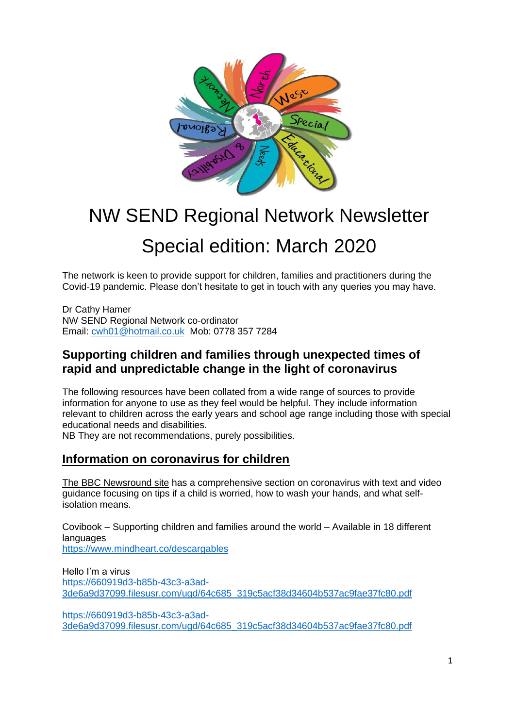# NW SEND Regional Network Newsletter

# Special edition: March 2020

The network is keen to provide support for children, families and practitioners during the Covid-19 pandemic. Please don't hesitate to get in touch with any queries you may have.

Dr Cathy Hamer
NW SEND Regional Network co-ordinator
Email: cwh01@hotmail.co.uk Mob: 0778 357 7284

## Supporting children and families through unexpected times of rapid and unpredictable change in the light of coronavirus

The following resources have been collated from a wide range of sources to provide information for anyone to use as they feel would be helpful. They include information relevant to children across the early years and school age range including those with special educational needs and disabilities.
NB They are not recommendations, purely possibilities.

## Information on coronavirus for children

The BBC Newsround site has a comprehensive section on coronavirus with text and video guidance focusing on tips if a child is worried, how to wash your hands, and what self-isolation means.

Covibook – Supporting children and families around the world – Available in 18 different languages
https://www.mindheart.co/descargables

Hello I'm a virus
https://660919d3-b85b-43c3-a3ad-3de6a9d37099.filesusr.com/ugd/64c685_319c5acf38d34604b537ac9fae37fc80.pdf

https://660919d3-b85b-43c3-a3ad-3de6a9d37099.filesusr.com/ugd/64c685_319c5acf38d34604b537ac9fae37fc80.pdf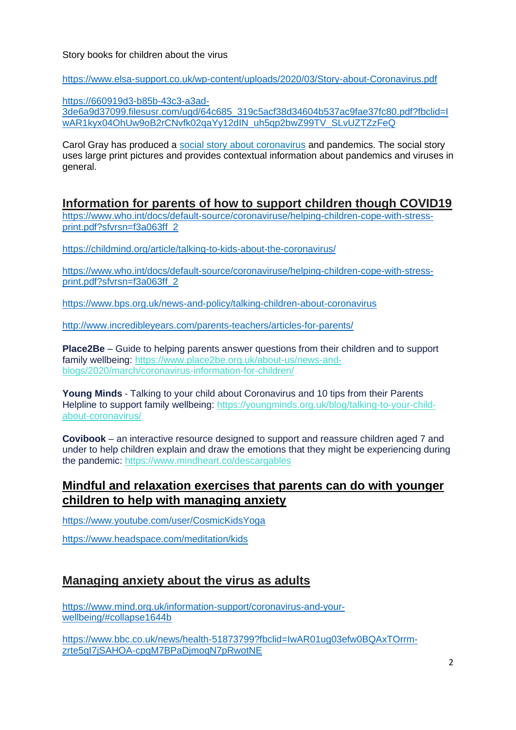Story books for children about the virus

https://www.elsa-support.co.uk/wp-content/uploads/2020/03/Story-about-Coronavirus.pdf

https://660919d3-b85b-43c3-a3ad-3de6a9d37099.filesusr.com/ugd/64c685_319c5acf38d34604b537ac9fae37fc80.pdf?fbclid=IwAR1kyx04OhUw9oB2rCNvfk02qaYy12dIN_uh5qp2bwZ99TV_SLvUZTZzFeQ

Carol Gray has produced a social story about coronavirus and pandemics. The social story uses large print pictures and provides contextual information about pandemics and viruses in general.

## Information for parents of how to support children though COVID19

https://www.who.int/docs/default-source/coronaviruse/helping-children-cope-with-stress-print.pdf?sfvrsn=f3a063ff_2

https://childmind.org/article/talking-to-kids-about-the-coronavirus/

https://www.who.int/docs/default-source/coronaviruse/helping-children-cope-with-stress-print.pdf?sfvrsn=f3a063ff_2

https://www.bps.org.uk/news-and-policy/talking-children-about-coronavirus

http://www.incredibleyears.com/parents-teachers/articles-for-parents/

**Place2Be** – Guide to helping parents answer questions from their children and to support family wellbeing: https://www.place2be.org.uk/about-us/news-and-blogs/2020/march/coronavirus-information-for-children/

**Young Minds** - Talking to your child about Coronavirus and 10 tips from their Parents Helpline to support family wellbeing: https://youngminds.org.uk/blog/talking-to-your-child-about-coronavirus/

**Covibook** – an interactive resource designed to support and reassure children aged 7 and under to help children explain and draw the emotions that they might be experiencing during the pandemic: https://www.mindheart.co/descargables

## Mindful and relaxation exercises that parents can do with younger children to help with managing anxiety

https://www.youtube.com/user/CosmicKidsYoga

https://www.headspace.com/meditation/kids

## Managing anxiety about the virus as adults

https://www.mind.org.uk/information-support/coronavirus-and-your-wellbeing/#collapse1644b

https://www.bbc.co.uk/news/health-51873799?fbclid=IwAR01ug03efw0BQAxTOrrm-zrte5gI7jSAHOA-cpgM7BPaDjmoqN7pRwotNE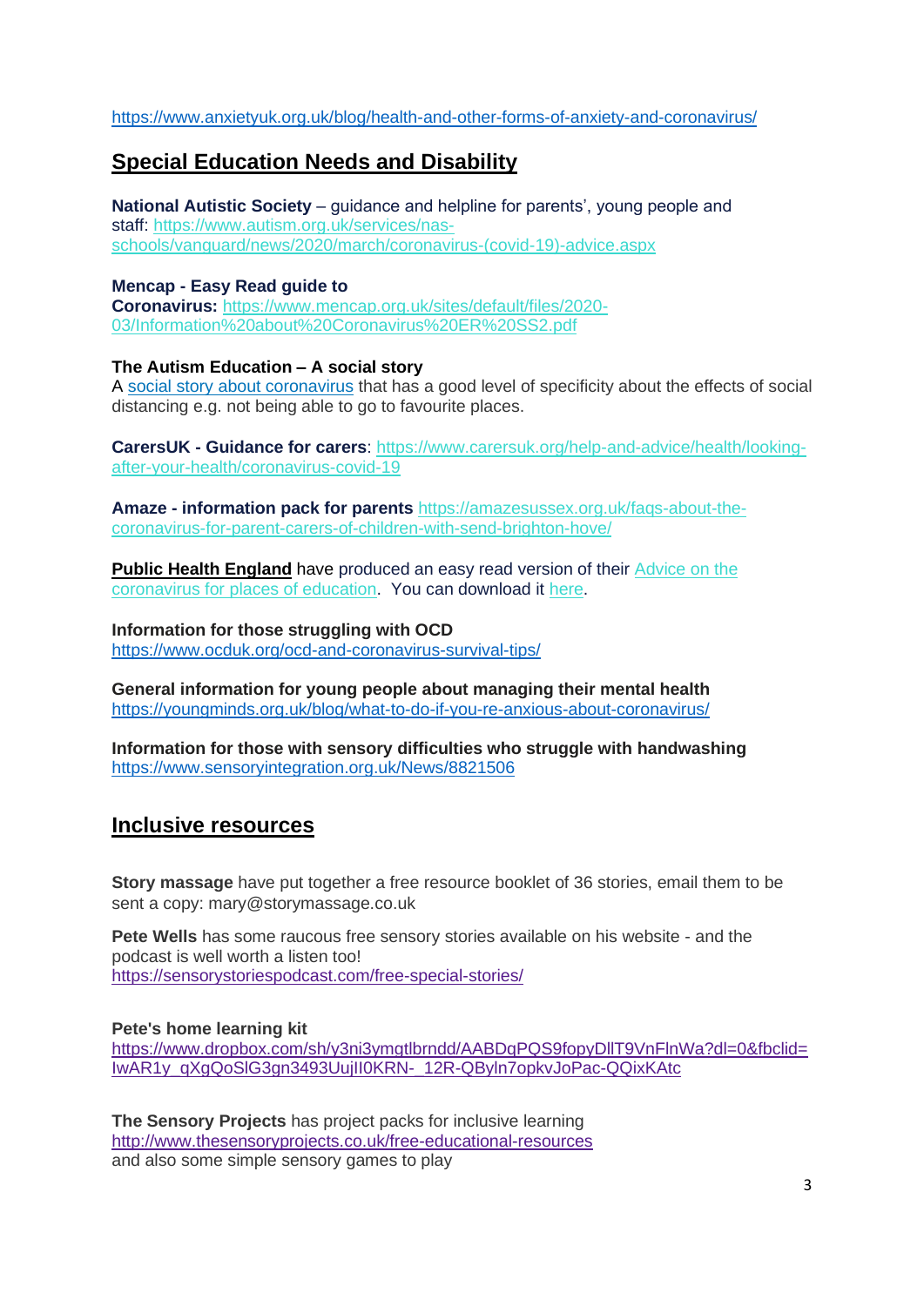https://www.anxietyuk.org.uk/blog/health-and-other-forms-of-anxiety-and-coronavirus/

## Special Education Needs and Disability

**National Autistic Society** – guidance and helpline for parents', young people and staff: https://www.autism.org.uk/services/nas-schools/vanguard/news/2020/march/coronavirus-(covid-19)-advice.aspx

**Mencap - Easy Read guide to Coronavirus:** https://www.mencap.org.uk/sites/default/files/2020-03/Information%20about%20Coronavirus%20ER%20SS2.pdf

**The Autism Education – A social story**
A social story about coronavirus that has a good level of specificity about the effects of social distancing e.g. not being able to go to favourite places.

**CarersUK - Guidance for carers**: https://www.carersuk.org/help-and-advice/health/looking-after-your-health/coronavirus-covid-19

**Amaze - information pack for parents** https://amazesussex.org.uk/faqs-about-the-coronavirus-for-parent-carers-of-children-with-send-brighton-hove/

**Public Health England** have produced an easy read version of their Advice on the coronavirus for places of education. You can download it here.

**Information for those struggling with OCD**
https://www.ocduk.org/ocd-and-coronavirus-survival-tips/

**General information for young people about managing their mental health**
https://youngminds.org.uk/blog/what-to-do-if-you-re-anxious-about-coronavirus/

**Information for those with sensory difficulties who struggle with handwashing**
https://www.sensoryintegration.org.uk/News/8821506

## Inclusive resources

**Story massage** have put together a free resource booklet of 36 stories, email them to be sent a copy: mary@storymassage.co.uk

**Pete Wells** has some raucous free sensory stories available on his website - and the podcast is well worth a listen too!
https://sensorystoriespodcast.com/free-special-stories/

**Pete's home learning kit**
https://www.dropbox.com/sh/y3ni3ymgtlbrndd/AABDqPQS9fopyDlIT9VnFlnWa?dl=0&fbclid=IwAR1y_qXgQoSlG3gn3493UujlI0KRN-_12R-QByln7opkvJoPac-QQixKAtc

**The Sensory Projects** has project packs for inclusive learning
http://www.thesensoryprojects.co.uk/free-educational-resources
and also some simple sensory games to play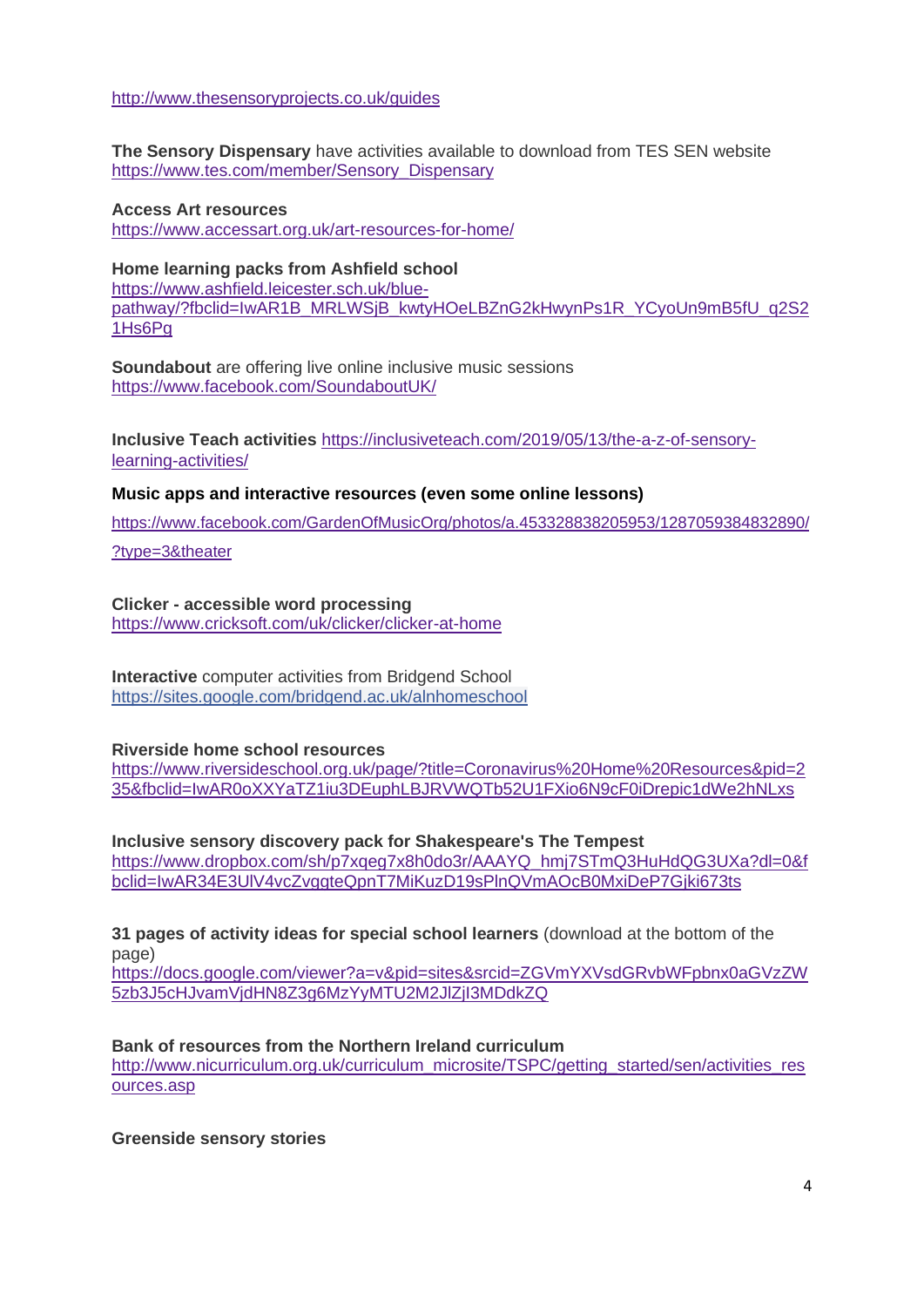http://www.thesensoryprojects.co.uk/guides

**The Sensory Dispensary** have activities available to download from TES SEN website
https://www.tes.com/member/Sensory_Dispensary

**Access Art resources**
https://www.accessart.org.uk/art-resources-for-home/

**Home learning packs from Ashfield school**
https://www.ashfield.leicester.sch.uk/blue-pathway/?fbclid=IwAR1B_MRLWSjB_kwtyHOeLBZnG2kHwynPs1R_YCyoUn9mB5fU_q2S21Hs6Pg

**Soundabout** are offering live online inclusive music sessions
https://www.facebook.com/SoundaboutUK/

**Inclusive Teach activities** https://inclusiveteach.com/2019/05/13/the-a-z-of-sensory-learning-activities/

**Music apps and interactive resources (even some online lessons)**

https://www.facebook.com/GardenOfMusicOrg/photos/a.453328838205953/1287059384832890/?type=3&theater

**Clicker - accessible word processing**
https://www.cricksoft.com/uk/clicker/clicker-at-home

**Interactive** computer activities from Bridgend School
https://sites.google.com/bridgend.ac.uk/alnhomeschool

**Riverside home school resources**
https://www.riversideschool.org.uk/page/?title=Coronavirus%20Home%20Resources&pid=235&fbclid=IwAR0oXXYaTZ1iu3DEuphLBJRVWQTb52U1FXio6N9cF0iDrepic1dWe2hNLxs

**Inclusive sensory discovery pack for Shakespeare's The Tempest**
https://www.dropbox.com/sh/p7xqeg7x8h0do3r/AAAYQ_hmj7STmQ3HuHdQG3UXa?dl=0&fbclid=IwAR34E3UlV4vcZvqgteQpnT7MiKuzD19sPlnQVmAOcB0MxiDeP7Gjki673ts

**31 pages of activity ideas for special school learners** (download at the bottom of the page)
https://docs.google.com/viewer?a=v&pid=sites&srcid=ZGVmYXVsdGRvbWFpbnx0aGVzZW5zb3J5cHJvamVjdHN8Z3g6MzYyMTU2M2JlZjI3MDdkZQ

**Bank of resources from the Northern Ireland curriculum**
http://www.nicurriculum.org.uk/curriculum_microsite/TSPC/getting_started/sen/activities_resources.asp

**Greenside sensory stories**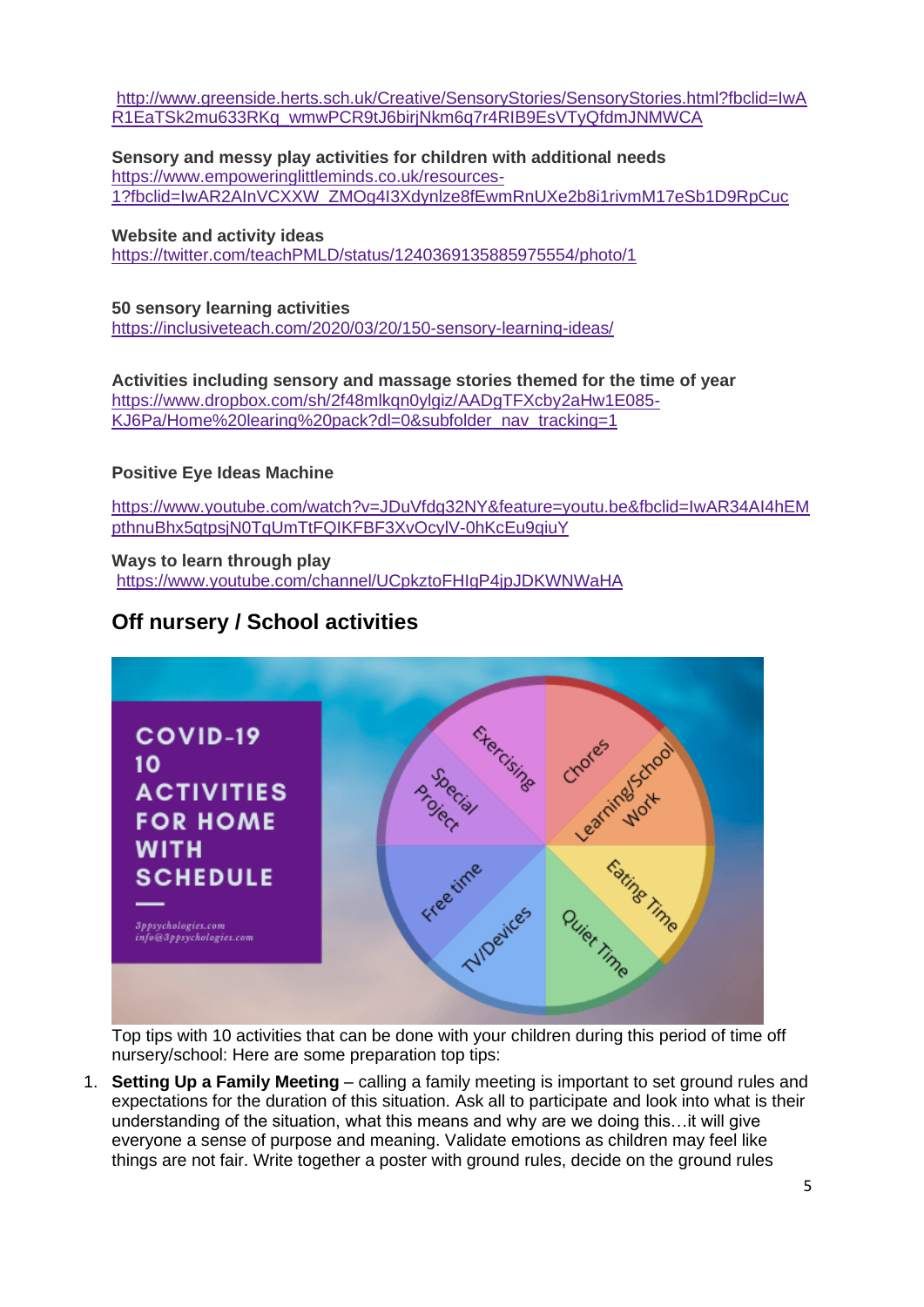http://www.greenside.herts.sch.uk/Creative/SensoryStories/SensoryStories.html?fbclid=IwAR1EaTSk2mu633RKq_wmwPCR9tJ6birjNkm6q7r4RIB9EsVTyQfdmJNMWCA

**Sensory and messy play activities for children with additional needs**
https://www.empoweringlittleminds.co.uk/resources-1?fbclid=IwAR2AInVCXXW_ZMOg4I3Xdynlze8fEwmRnUXe2b8i1rivmM17eSb1D9RpCuc

**Website and activity ideas**
https://twitter.com/teachPMLD/status/1240369135885975554/photo/1

**50 sensory learning activities**
https://inclusiveteach.com/2020/03/20/150-sensory-learning-ideas/

**Activities including sensory and massage stories themed for the time of year**
https://www.dropbox.com/sh/2f48mlkqn0ylgiz/AADgTFXcby2aHw1E085-KJ6Pa/Home%20learing%20pack?dl=0&subfolder_nav_tracking=1

**Positive Eye Ideas Machine**

https://www.youtube.com/watch?v=JDuVfdq32NY&feature=youtu.be&fbclid=IwAR34AI4hEMpthnuBhx5qtpsjN0TqUmTtFQIKFBF3XvOcylV-0hKcEu9qiuY

**Ways to learn through play**
https://www.youtube.com/channel/UCpkztoFHIgP4jpJDKWNWaHA

## Off nursery / School activities

Top tips with 10 activities that can be done with your children during this period of time off nursery/school: Here are some preparation top tips:

1. **Setting Up a Family Meeting** – calling a family meeting is important to set ground rules and expectations for the duration of this situation. Ask all to participate and look into what is their understanding of the situation, what this means and why are we doing this…it will give everyone a sense of purpose and meaning. Validate emotions as children may feel like things are not fair. Write together a poster with ground rules, decide on the ground rules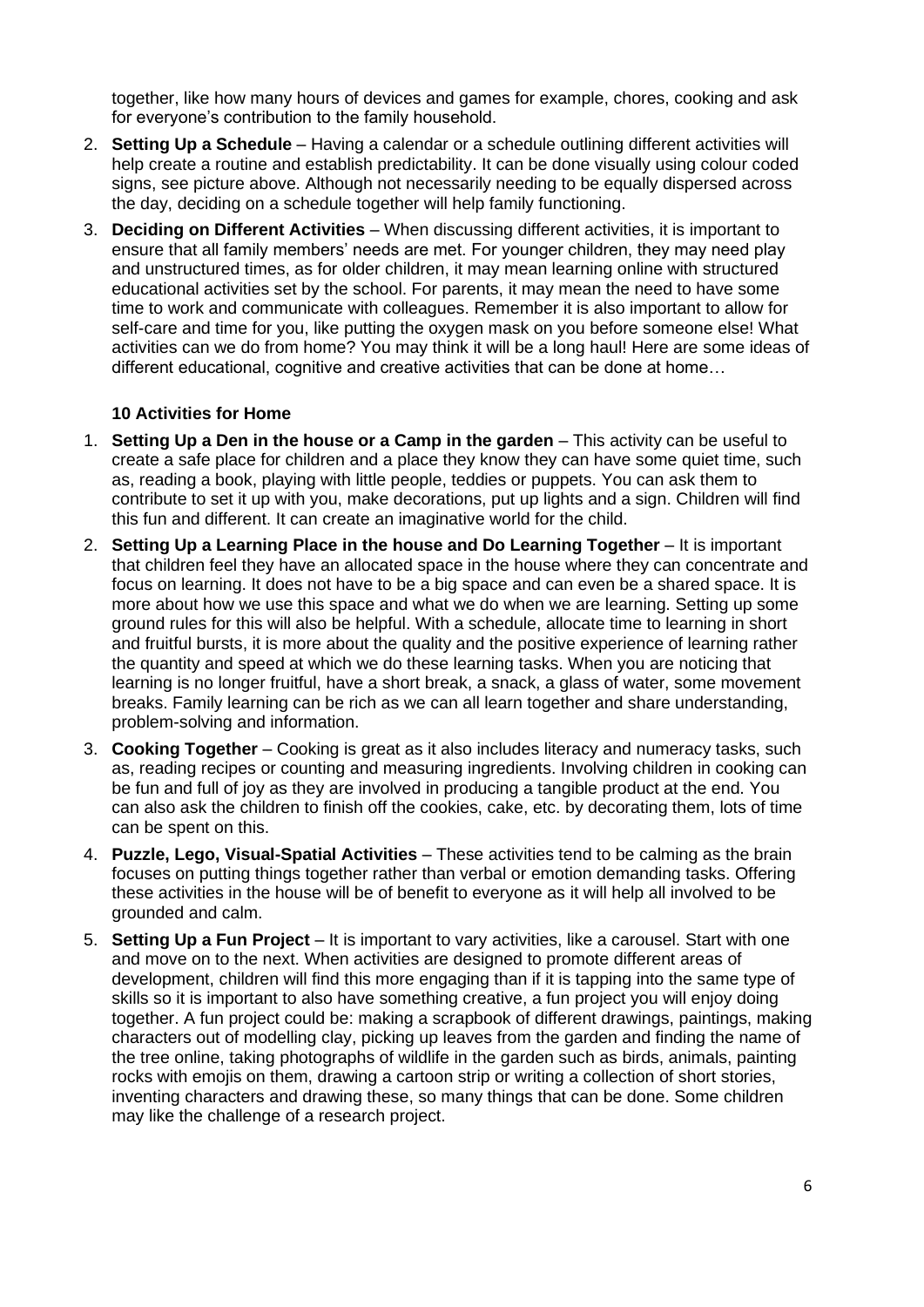together, like how many hours of devices and games for example, chores, cooking and ask for everyone's contribution to the family household.

2. **Setting Up a Schedule** – Having a calendar or a schedule outlining different activities will help create a routine and establish predictability. It can be done visually using colour coded signs, see picture above. Although not necessarily needing to be equally dispersed across the day, deciding on a schedule together will help family functioning.
3. **Deciding on Different Activities** – When discussing different activities, it is important to ensure that all family members' needs are met. For younger children, they may need play and unstructured times, as for older children, it may mean learning online with structured educational activities set by the school. For parents, it may mean the need to have some time to work and communicate with colleagues. Remember it is also important to allow for self-care and time for you, like putting the oxygen mask on you before someone else! What activities can we do from home? You may think it will be a long haul! Here are some ideas of different educational, cognitive and creative activities that can be done at home…

**10 Activities for Home**

1. **Setting Up a Den in the house or a Camp in the garden** – This activity can be useful to create a safe place for children and a place they know they can have some quiet time, such as, reading a book, playing with little people, teddies or puppets. You can ask them to contribute to set it up with you, make decorations, put up lights and a sign. Children will find this fun and different. It can create an imaginative world for the child.
2. **Setting Up a Learning Place in the house and Do Learning Together** – It is important that children feel they have an allocated space in the house where they can concentrate and focus on learning. It does not have to be a big space and can even be a shared space. It is more about how we use this space and what we do when we are learning. Setting up some ground rules for this will also be helpful. With a schedule, allocate time to learning in short and fruitful bursts, it is more about the quality and the positive experience of learning rather the quantity and speed at which we do these learning tasks. When you are noticing that learning is no longer fruitful, have a short break, a snack, a glass of water, some movement breaks. Family learning can be rich as we can all learn together and share understanding, problem-solving and information.
3. **Cooking Together** – Cooking is great as it also includes literacy and numeracy tasks, such as, reading recipes or counting and measuring ingredients. Involving children in cooking can be fun and full of joy as they are involved in producing a tangible product at the end. You can also ask the children to finish off the cookies, cake, etc. by decorating them, lots of time can be spent on this.
4. **Puzzle, Lego, Visual-Spatial Activities** – These activities tend to be calming as the brain focuses on putting things together rather than verbal or emotion demanding tasks. Offering these activities in the house will be of benefit to everyone as it will help all involved to be grounded and calm.
5. **Setting Up a Fun Project** – It is important to vary activities, like a carousel. Start with one and move on to the next. When activities are designed to promote different areas of development, children will find this more engaging than if it is tapping into the same type of skills so it is important to also have something creative, a fun project you will enjoy doing together. A fun project could be: making a scrapbook of different drawings, paintings, making characters out of modelling clay, picking up leaves from the garden and finding the name of the tree online, taking photographs of wildlife in the garden such as birds, animals, painting rocks with emojis on them, drawing a cartoon strip or writing a collection of short stories, inventing characters and drawing these, so many things that can be done. Some children may like the challenge of a research project.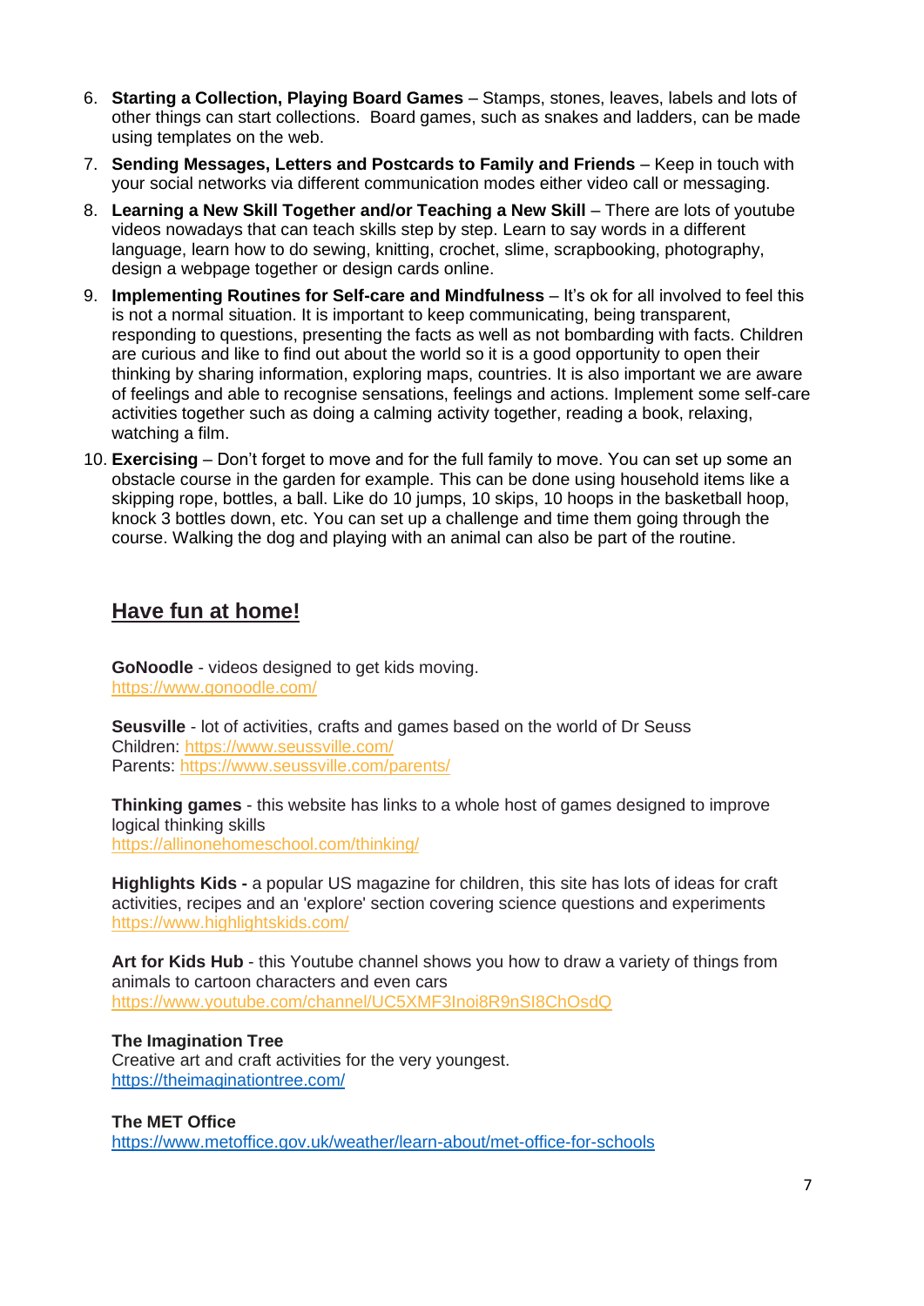6. **Starting a Collection, Playing Board Games** – Stamps, stones, leaves, labels and lots of other things can start collections. Board games, such as snakes and ladders, can be made using templates on the web.
7. **Sending Messages, Letters and Postcards to Family and Friends** – Keep in touch with your social networks via different communication modes either video call or messaging.
8. **Learning a New Skill Together and/or Teaching a New Skill** – There are lots of youtube videos nowadays that can teach skills step by step. Learn to say words in a different language, learn how to do sewing, knitting, crochet, slime, scrapbooking, photography, design a webpage together or design cards online.
9. **Implementing Routines for Self-care and Mindfulness** – It's ok for all involved to feel this is not a normal situation. It is important to keep communicating, being transparent, responding to questions, presenting the facts as well as not bombarding with facts. Children are curious and like to find out about the world so it is a good opportunity to open their thinking by sharing information, exploring maps, countries. It is also important we are aware of feelings and able to recognise sensations, feelings and actions. Implement some self-care activities together such as doing a calming activity together, reading a book, relaxing, watching a film.
10. **Exercising** – Don't forget to move and for the full family to move. You can set up some an obstacle course in the garden for example. This can be done using household items like a skipping rope, bottles, a ball. Like do 10 jumps, 10 skips, 10 hoops in the basketball hoop, knock 3 bottles down, etc. You can set up a challenge and time them going through the course. Walking the dog and playing with an animal can also be part of the routine.

## Have fun at home!

**GoNoodle** - videos designed to get kids moving.
https://www.gonoodle.com/

**Seusville** - lot of activities, crafts and games based on the world of Dr Seuss
Children: https://www.seussville.com/
Parents: https://www.seussville.com/parents/

**Thinking games** - this website has links to a whole host of games designed to improve logical thinking skills
https://allinonehomeschool.com/thinking/

**Highlights Kids -** a popular US magazine for children, this site has lots of ideas for craft activities, recipes and an 'explore' section covering science questions and experiments
https://www.highlightskids.com/

**Art for Kids Hub** - this Youtube channel shows you how to draw a variety of things from animals to cartoon characters and even cars
https://www.youtube.com/channel/UC5XMF3Inoi8R9nSI8ChOsdQ

**The Imagination Tree**
Creative art and craft activities for the very youngest.
https://theimaginationtree.com/

**The MET Office**
https://www.metoffice.gov.uk/weather/learn-about/met-office-for-schools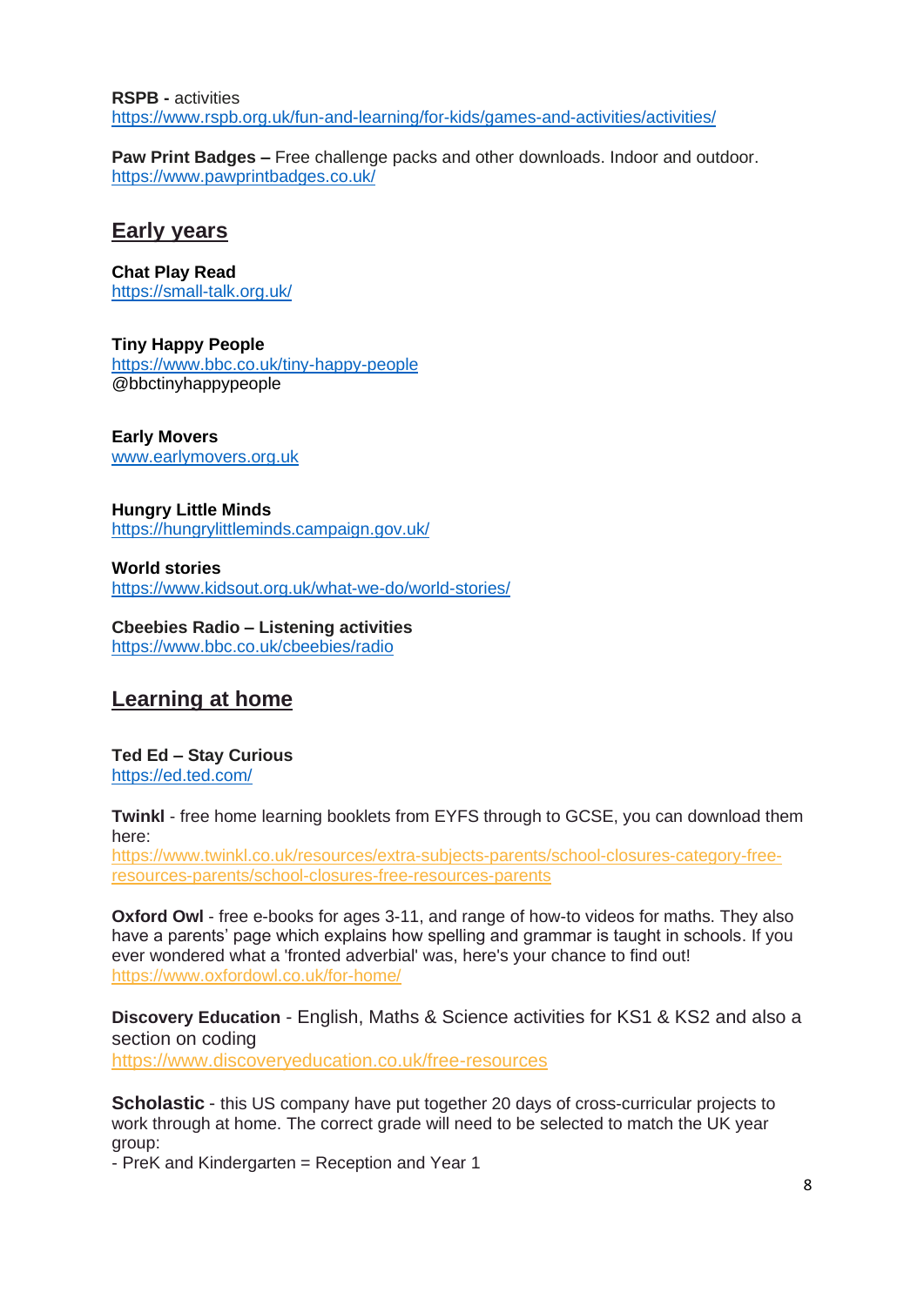**RSPB -** activities
https://www.rspb.org.uk/fun-and-learning/for-kids/games-and-activities/activities/

**Paw Print Badges –** Free challenge packs and other downloads. Indoor and outdoor.
https://www.pawprintbadges.co.uk/

## Early years

**Chat Play Read**
https://small-talk.org.uk/

**Tiny Happy People**
https://www.bbc.co.uk/tiny-happy-people
@bbctinyhappypeople

**Early Movers**
www.earlymovers.org.uk

**Hungry Little Minds**
https://hungrylittleminds.campaign.gov.uk/

**World stories**
https://www.kidsout.org.uk/what-we-do/world-stories/

**Cbeebies Radio – Listening activities**
https://www.bbc.co.uk/cbeebies/radio

## Learning at home

**Ted Ed – Stay Curious**
https://ed.ted.com/

**Twinkl** - free home learning booklets from EYFS through to GCSE, you can download them here:
https://www.twinkl.co.uk/resources/extra-subjects-parents/school-closures-category-free-resources-parents/school-closures-free-resources-parents

**Oxford Owl** - free e-books for ages 3-11, and range of how-to videos for maths. They also have a parents' page which explains how spelling and grammar is taught in schools. If you ever wondered what a 'fronted adverbial' was, here's your chance to find out!
https://www.oxfordowl.co.uk/for-home/

**Discovery Education** - English, Maths & Science activities for KS1 & KS2 and also a section on coding
https://www.discoveryeducation.co.uk/free-resources

**Scholastic** - this US company have put together 20 days of cross-curricular projects to work through at home. The correct grade will need to be selected to match the UK year group:
- PreK and Kindergarten = Reception and Year 1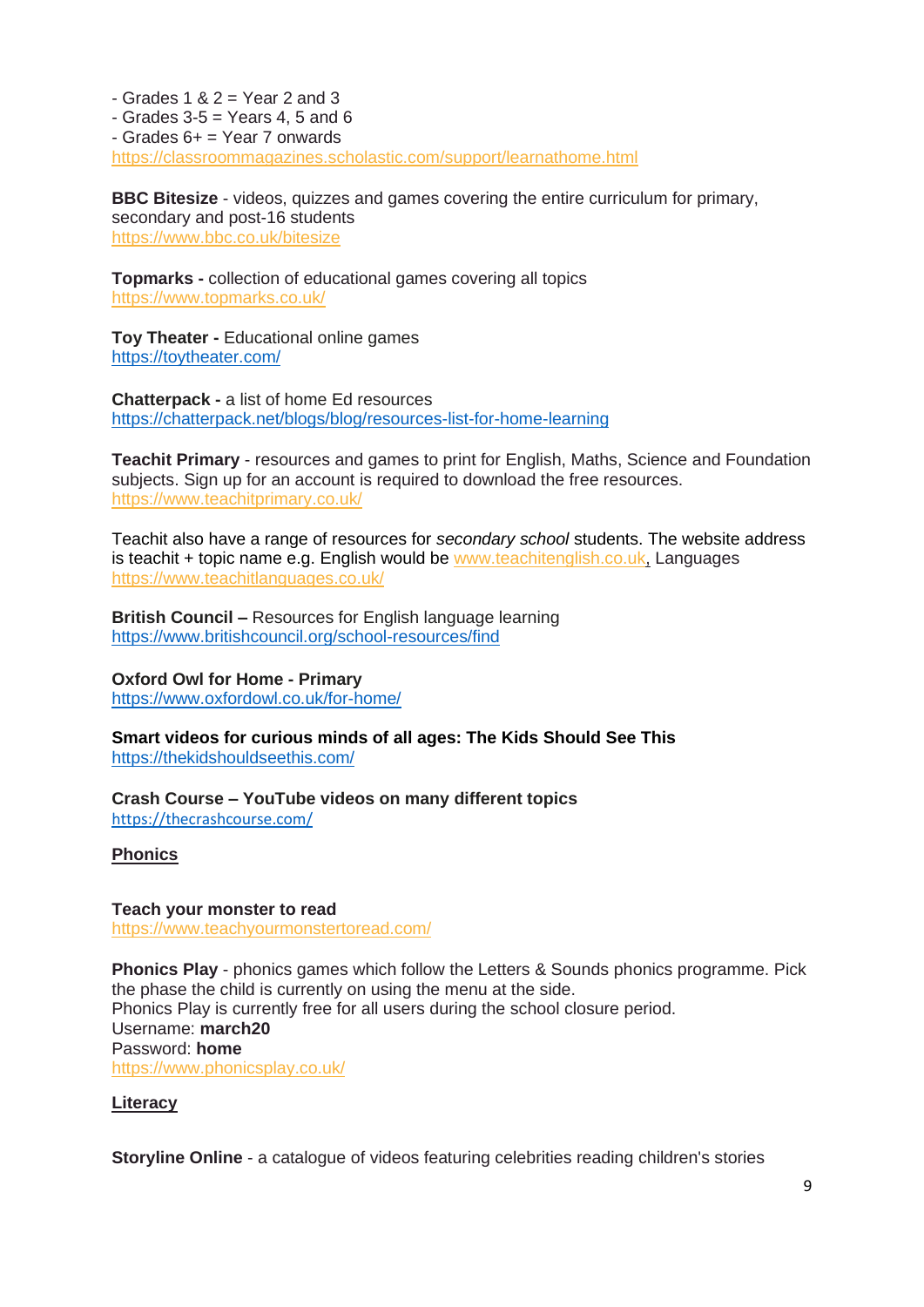- Grades 1 & 2 = Year 2 and 3
- Grades 3-5 = Years 4, 5 and 6
- Grades 6+ = Year 7 onwards

https://classroommagazines.scholastic.com/support/learnathome.html

**BBC Bitesize** - videos, quizzes and games covering the entire curriculum for primary, secondary and post-16 students
https://www.bbc.co.uk/bitesize

**Topmarks -** collection of educational games covering all topics
https://www.topmarks.co.uk/

**Toy Theater -** Educational online games
https://toytheater.com/

**Chatterpack -** a list of home Ed resources
https://chatterpack.net/blogs/blog/resources-list-for-home-learning

**Teachit Primary** - resources and games to print for English, Maths, Science and Foundation subjects. Sign up for an account is required to download the free resources.
https://www.teachitprimary.co.uk/

Teachit also have a range of resources for *secondary school* students. The website address is teachit + topic name e.g. English would be www.teachitenglish.co.uk, Languages
https://www.teachitlanguages.co.uk/

**British Council –** Resources for English language learning
https://www.britishcouncil.org/school-resources/find

**Oxford Owl for Home - Primary**
https://www.oxfordowl.co.uk/for-home/

**Smart videos for curious minds of all ages: The Kids Should See This**
https://thekidshouldseethis.com/

**Crash Course – YouTube videos on many different topics**
https://thecrashcourse.com/

## Phonics

**Teach your monster to read**
https://www.teachyourmonstertoread.com/

**Phonics Play** - phonics games which follow the Letters & Sounds phonics programme. Pick the phase the child is currently on using the menu at the side.
Phonics Play is currently free for all users during the school closure period.
Username: **march20**
Password: **home**
https://www.phonicsplay.co.uk/

## Literacy

**Storyline Online** - a catalogue of videos featuring celebrities reading children's stories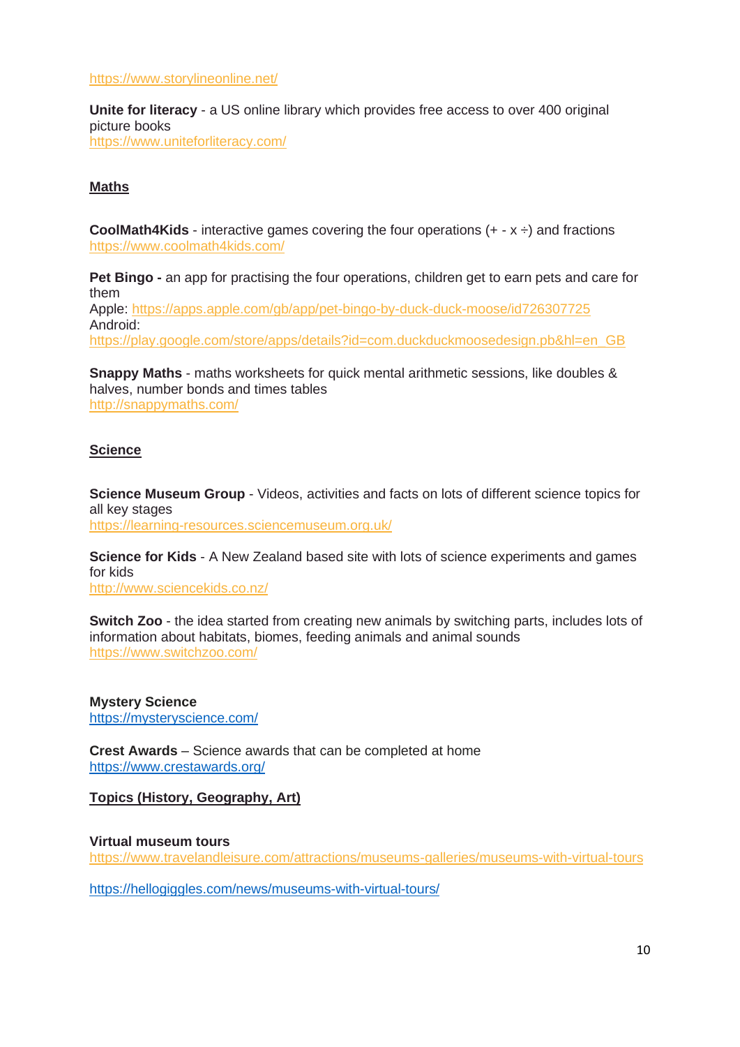https://www.storylineonline.net/

**Unite for literacy** - a US online library which provides free access to over 400 original picture books
https://www.uniteforliteracy.com/

## Maths

**CoolMath4Kids** - interactive games covering the four operations (+ - x ÷) and fractions
https://www.coolmath4kids.com/

**Pet Bingo -** an app for practising the four operations, children get to earn pets and care for them
Apple: https://apps.apple.com/gb/app/pet-bingo-by-duck-duck-moose/id726307725
Android:
https://play.google.com/store/apps/details?id=com.duckduckmoosedesign.pb&hl=en_GB

**Snappy Maths** - maths worksheets for quick mental arithmetic sessions, like doubles & halves, number bonds and times tables
http://snappymaths.com/

## Science

**Science Museum Group** - Videos, activities and facts on lots of different science topics for all key stages
https://learning-resources.sciencemuseum.org.uk/

**Science for Kids** - A New Zealand based site with lots of science experiments and games for kids
http://www.sciencekids.co.nz/

**Switch Zoo** - the idea started from creating new animals by switching parts, includes lots of information about habitats, biomes, feeding animals and animal sounds
https://www.switchzoo.com/

**Mystery Science**
https://mysteryscience.com/

**Crest Awards** – Science awards that can be completed at home
https://www.crestawards.org/

## Topics (History, Geography, Art)

**Virtual museum tours**
https://www.travelandleisure.com/attractions/museums-galleries/museums-with-virtual-tours

https://hellogiggles.com/news/museums-with-virtual-tours/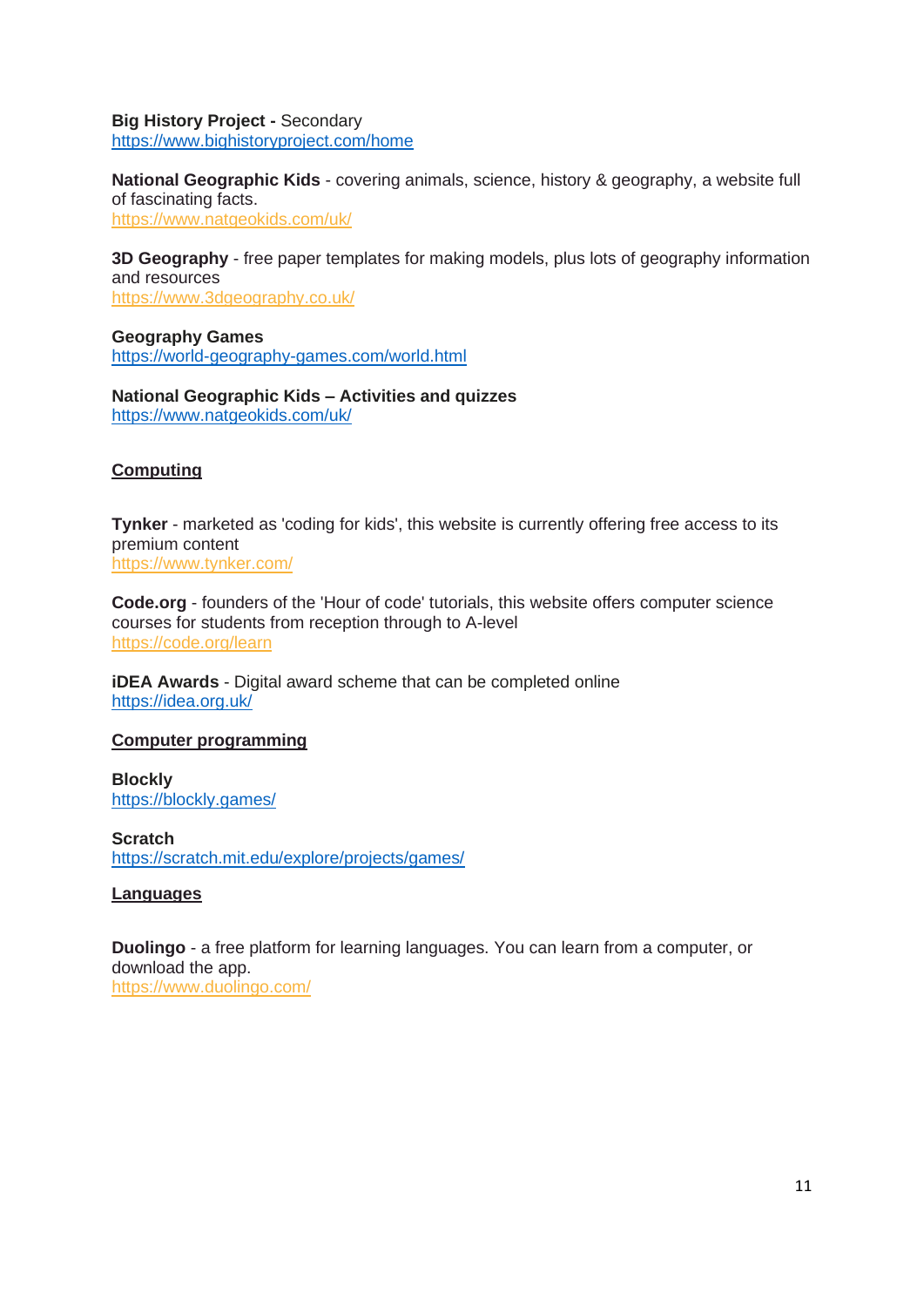**Big History Project -** Secondary
https://www.bighistoryproject.com/home

**National Geographic Kids** - covering animals, science, history & geography, a website full of fascinating facts.
https://www.natgeokids.com/uk/

**3D Geography** - free paper templates for making models, plus lots of geography information and resources
https://www.3dgeography.co.uk/

**Geography Games**
https://world-geography-games.com/world.html

**National Geographic Kids – Activities and quizzes**
https://www.natgeokids.com/uk/

## Computing

**Tynker** - marketed as 'coding for kids', this website is currently offering free access to its premium content
https://www.tynker.com/

**Code.org** - founders of the 'Hour of code' tutorials, this website offers computer science courses for students from reception through to A-level
https://code.org/learn

**iDEA Awards** - Digital award scheme that can be completed online
https://idea.org.uk/

## Computer programming

**Blockly**
https://blockly.games/

**Scratch**
https://scratch.mit.edu/explore/projects/games/

## Languages

**Duolingo** - a free platform for learning languages. You can learn from a computer, or download the app.
https://www.duolingo.com/